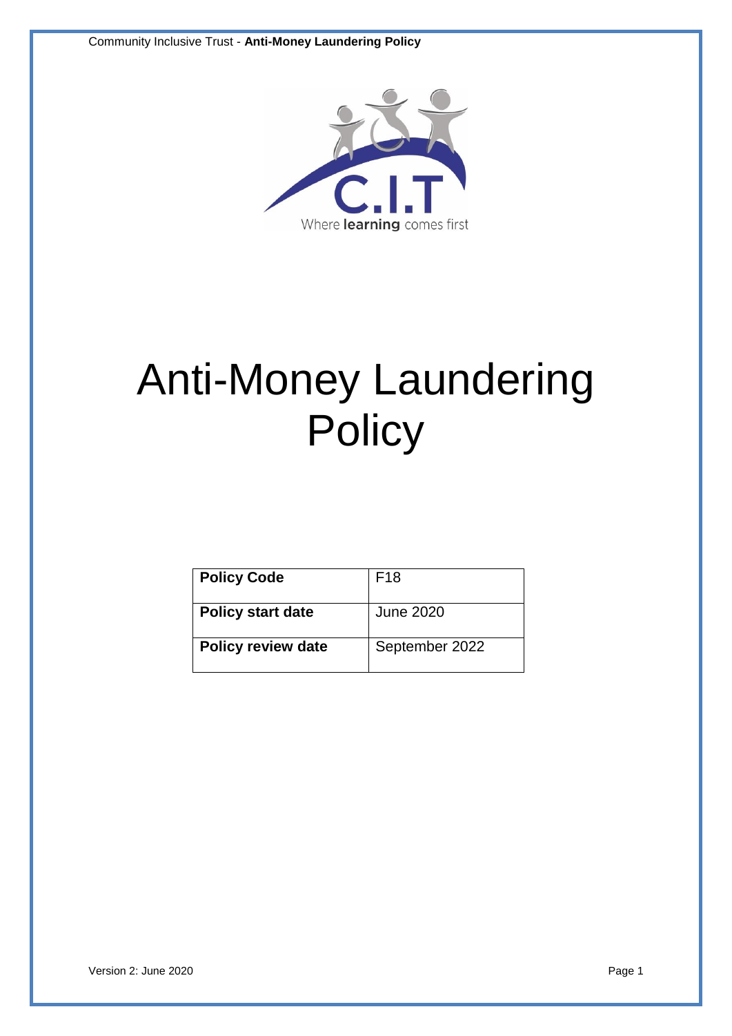# Anti-Money Laundering Policy

| Policy Code | F18 |
|---|---|
| Policy start date | June 2020 |
| Policy review date | September 2022 |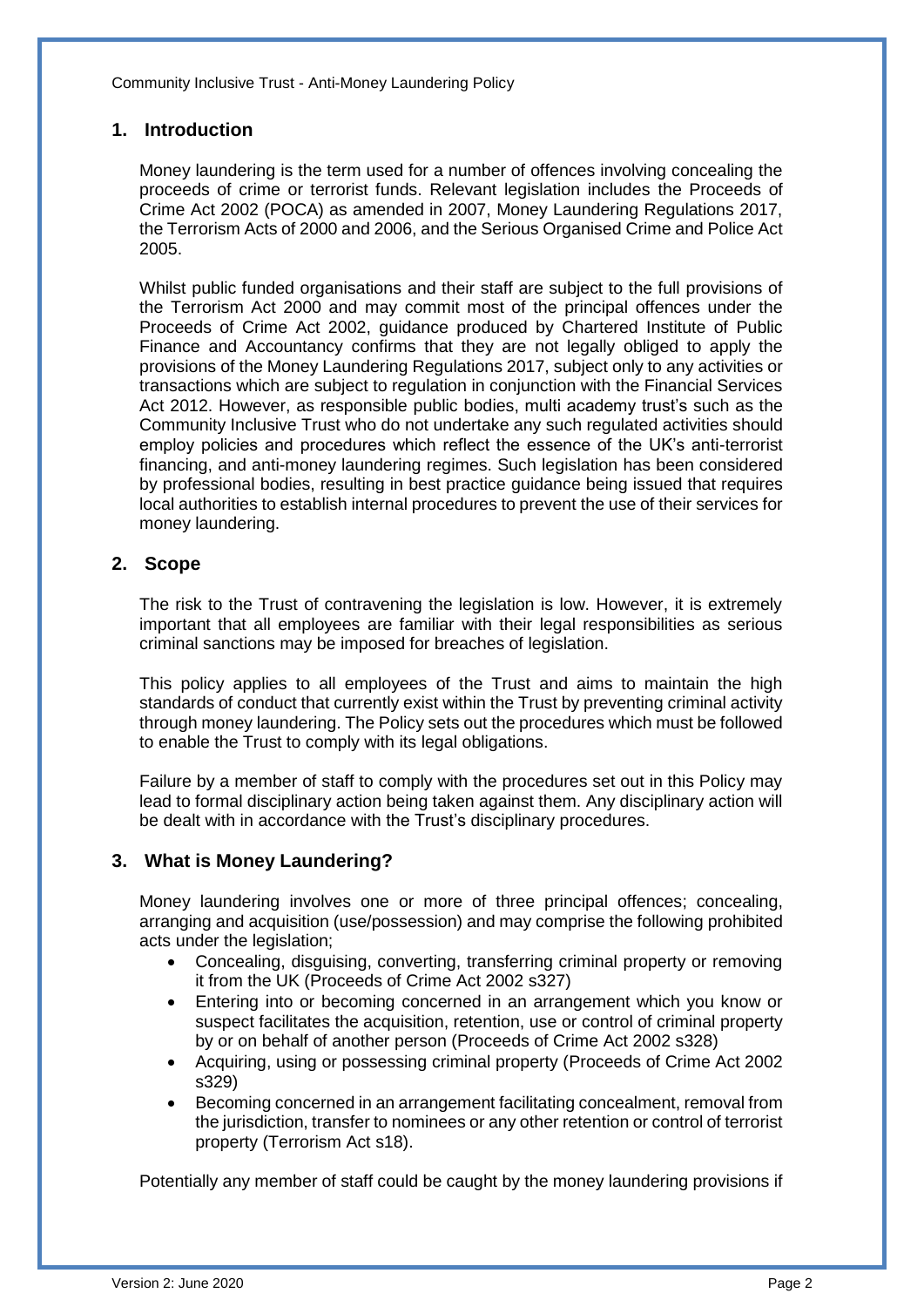## 1. Introduction

Money laundering is the term used for a number of offences involving concealing the proceeds of crime or terrorist funds. Relevant legislation includes the Proceeds of Crime Act 2002 (POCA) as amended in 2007, Money Laundering Regulations 2017, the Terrorism Acts of 2000 and 2006, and the Serious Organised Crime and Police Act 2005.

Whilst public funded organisations and their staff are subject to the full provisions of the Terrorism Act 2000 and may commit most of the principal offences under the Proceeds of Crime Act 2002, guidance produced by Chartered Institute of Public Finance and Accountancy confirms that they are not legally obliged to apply the provisions of the Money Laundering Regulations 2017, subject only to any activities or transactions which are subject to regulation in conjunction with the Financial Services Act 2012. However, as responsible public bodies, multi academy trust's such as the Community Inclusive Trust who do not undertake any such regulated activities should employ policies and procedures which reflect the essence of the UK's anti-terrorist financing, and anti-money laundering regimes. Such legislation has been considered by professional bodies, resulting in best practice guidance being issued that requires local authorities to establish internal procedures to prevent the use of their services for money laundering.

## 2. Scope

The risk to the Trust of contravening the legislation is low. However, it is extremely important that all employees are familiar with their legal responsibilities as serious criminal sanctions may be imposed for breaches of legislation.

This policy applies to all employees of the Trust and aims to maintain the high standards of conduct that currently exist within the Trust by preventing criminal activity through money laundering. The Policy sets out the procedures which must be followed to enable the Trust to comply with its legal obligations.

Failure by a member of staff to comply with the procedures set out in this Policy may lead to formal disciplinary action being taken against them. Any disciplinary action will be dealt with in accordance with the Trust's disciplinary procedures.

## 3. What is Money Laundering?

Money laundering involves one or more of three principal offences; concealing, arranging and acquisition (use/possession) and may comprise the following prohibited acts under the legislation;

- Concealing, disguising, converting, transferring criminal property or removing it from the UK (Proceeds of Crime Act 2002 s327)
- Entering into or becoming concerned in an arrangement which you know or suspect facilitates the acquisition, retention, use or control of criminal property by or on behalf of another person (Proceeds of Crime Act 2002 s328)
- Acquiring, using or possessing criminal property (Proceeds of Crime Act 2002 s329)
- Becoming concerned in an arrangement facilitating concealment, removal from the jurisdiction, transfer to nominees or any other retention or control of terrorist property (Terrorism Act s18).

Potentially any member of staff could be caught by the money laundering provisions if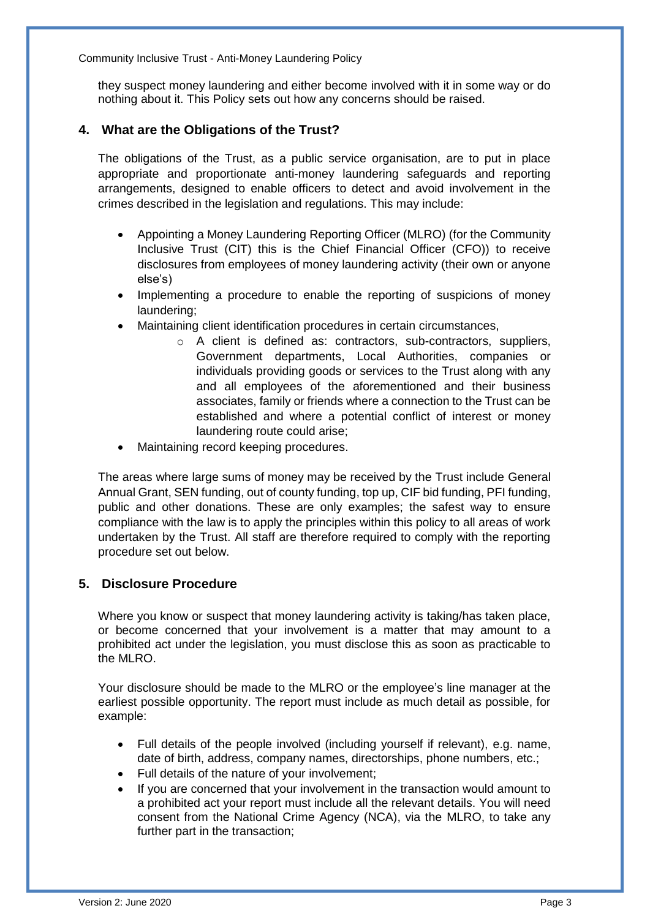they suspect money laundering and either become involved with it in some way or do nothing about it. This Policy sets out how any concerns should be raised.

## 4. What are the Obligations of the Trust?

The obligations of the Trust, as a public service organisation, are to put in place appropriate and proportionate anti-money laundering safeguards and reporting arrangements, designed to enable officers to detect and avoid involvement in the crimes described in the legislation and regulations. This may include:

- Appointing a Money Laundering Reporting Officer (MLRO) (for the Community Inclusive Trust (CIT) this is the Chief Financial Officer (CFO)) to receive disclosures from employees of money laundering activity (their own or anyone else's)
- Implementing a procedure to enable the reporting of suspicions of money laundering;
- Maintaining client identification procedures in certain circumstances,
    - A client is defined as: contractors, sub-contractors, suppliers, Government departments, Local Authorities, companies or individuals providing goods or services to the Trust along with any and all employees of the aforementioned and their business associates, family or friends where a connection to the Trust can be established and where a potential conflict of interest or money laundering route could arise;
- Maintaining record keeping procedures.

The areas where large sums of money may be received by the Trust include General Annual Grant, SEN funding, out of county funding, top up, CIF bid funding, PFI funding, public and other donations. These are only examples; the safest way to ensure compliance with the law is to apply the principles within this policy to all areas of work undertaken by the Trust. All staff are therefore required to comply with the reporting procedure set out below.

## 5. Disclosure Procedure

Where you know or suspect that money laundering activity is taking/has taken place, or become concerned that your involvement is a matter that may amount to a prohibited act under the legislation, you must disclose this as soon as practicable to the MLRO.

Your disclosure should be made to the MLRO or the employee's line manager at the earliest possible opportunity. The report must include as much detail as possible, for example:

- Full details of the people involved (including yourself if relevant), e.g. name, date of birth, address, company names, directorships, phone numbers, etc.;
- Full details of the nature of your involvement;
- If you are concerned that your involvement in the transaction would amount to a prohibited act your report must include all the relevant details. You will need consent from the National Crime Agency (NCA), via the MLRO, to take any further part in the transaction;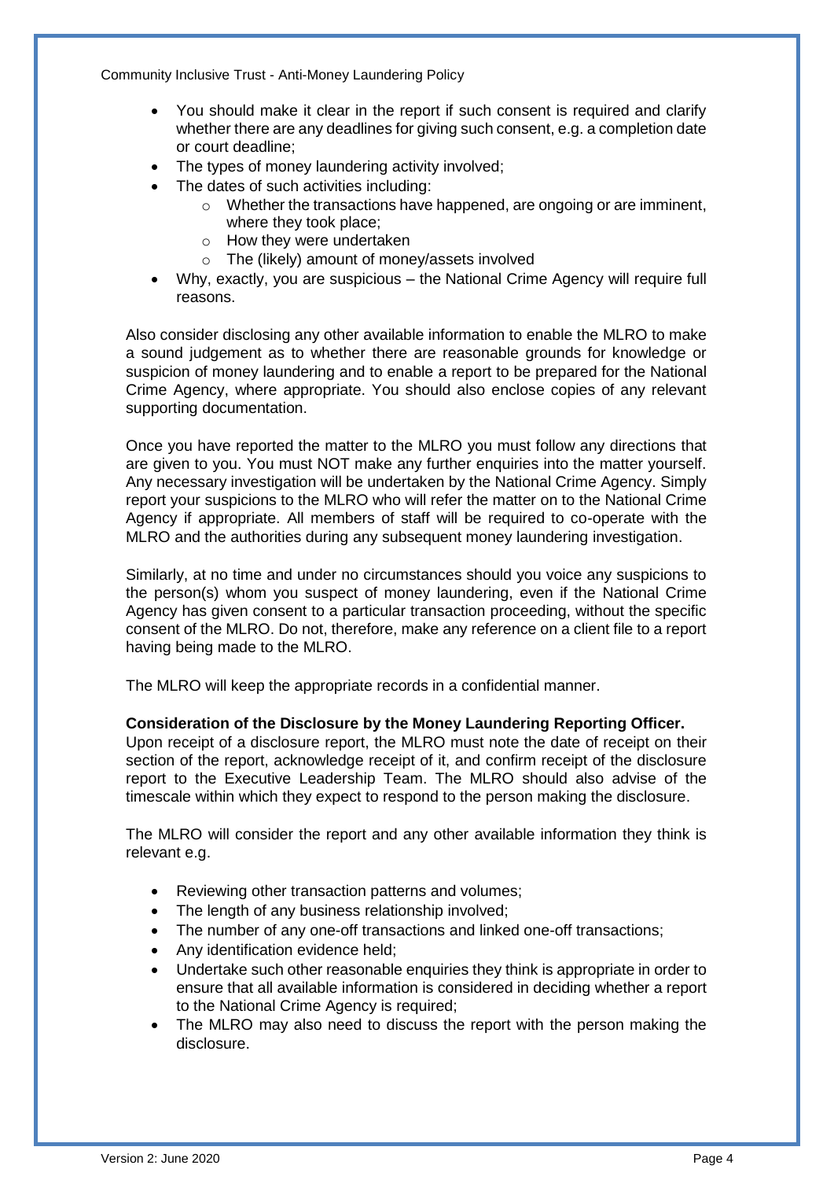- You should make it clear in the report if such consent is required and clarify whether there are any deadlines for giving such consent, e.g. a completion date or court deadline;
- The types of money laundering activity involved;
- The dates of such activities including:
    - Whether the transactions have happened, are ongoing or are imminent, where they took place;
    - How they were undertaken
    - The (likely) amount of money/assets involved
- Why, exactly, you are suspicious – the National Crime Agency will require full reasons.

Also consider disclosing any other available information to enable the MLRO to make a sound judgement as to whether there are reasonable grounds for knowledge or suspicion of money laundering and to enable a report to be prepared for the National Crime Agency, where appropriate. You should also enclose copies of any relevant supporting documentation.

Once you have reported the matter to the MLRO you must follow any directions that are given to you. You must NOT make any further enquiries into the matter yourself. Any necessary investigation will be undertaken by the National Crime Agency. Simply report your suspicions to the MLRO who will refer the matter on to the National Crime Agency if appropriate. All members of staff will be required to co-operate with the MLRO and the authorities during any subsequent money laundering investigation.

Similarly, at no time and under no circumstances should you voice any suspicions to the person(s) whom you suspect of money laundering, even if the National Crime Agency has given consent to a particular transaction proceeding, without the specific consent of the MLRO. Do not, therefore, make any reference on a client file to a report having being made to the MLRO.

The MLRO will keep the appropriate records in a confidential manner.

**Consideration of the Disclosure by the Money Laundering Reporting Officer.**
Upon receipt of a disclosure report, the MLRO must note the date of receipt on their section of the report, acknowledge receipt of it, and confirm receipt of the disclosure report to the Executive Leadership Team. The MLRO should also advise of the timescale within which they expect to respond to the person making the disclosure.

The MLRO will consider the report and any other available information they think is relevant e.g.

- Reviewing other transaction patterns and volumes;
- The length of any business relationship involved;
- The number of any one-off transactions and linked one-off transactions;
- Any identification evidence held;
- Undertake such other reasonable enquiries they think is appropriate in order to ensure that all available information is considered in deciding whether a report to the National Crime Agency is required;
- The MLRO may also need to discuss the report with the person making the disclosure.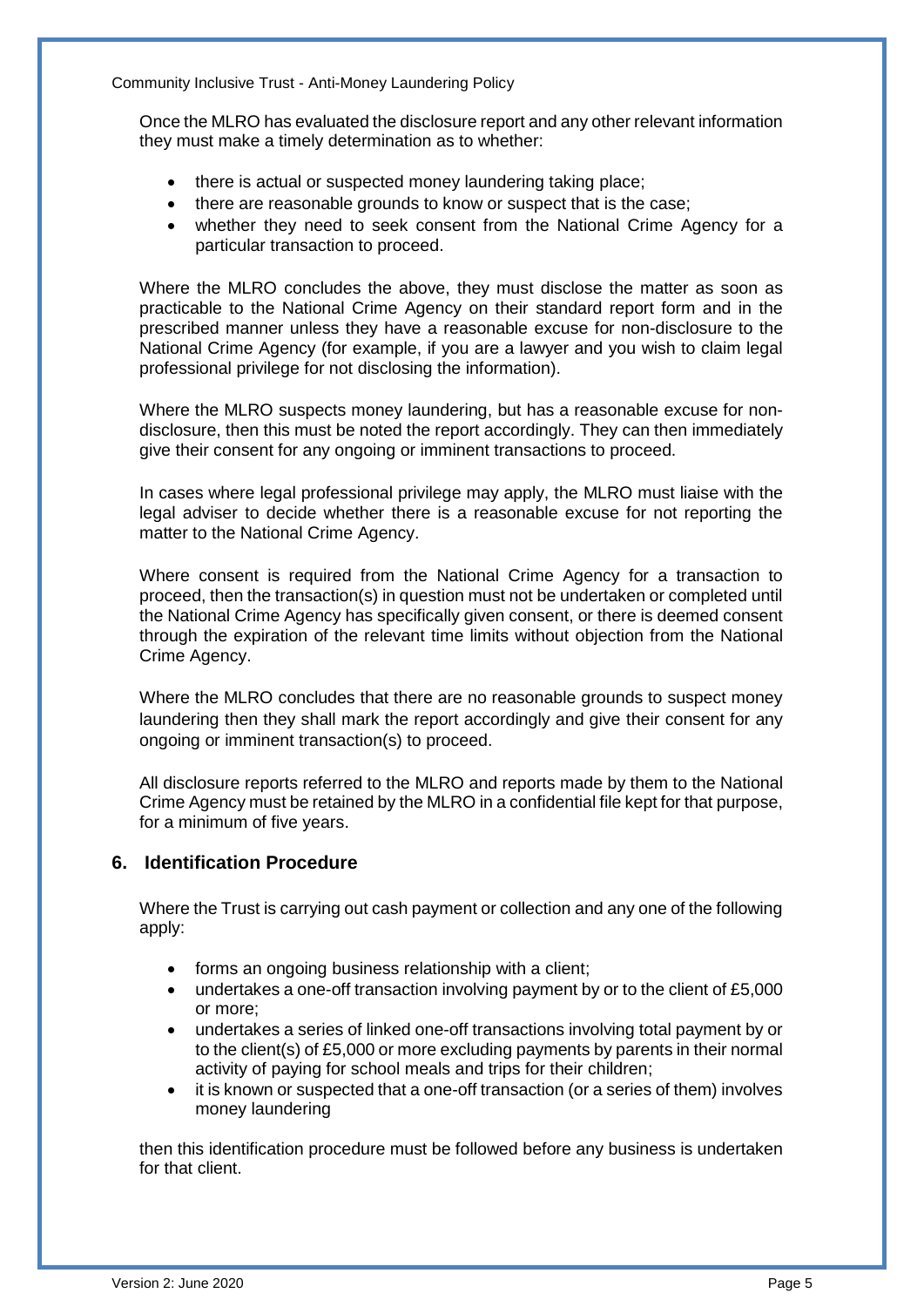Once the MLRO has evaluated the disclosure report and any other relevant information they must make a timely determination as to whether:

- there is actual or suspected money laundering taking place;
- there are reasonable grounds to know or suspect that is the case;
- whether they need to seek consent from the National Crime Agency for a particular transaction to proceed.

Where the MLRO concludes the above, they must disclose the matter as soon as practicable to the National Crime Agency on their standard report form and in the prescribed manner unless they have a reasonable excuse for non-disclosure to the National Crime Agency (for example, if you are a lawyer and you wish to claim legal professional privilege for not disclosing the information).

Where the MLRO suspects money laundering, but has a reasonable excuse for non-disclosure, then this must be noted the report accordingly. They can then immediately give their consent for any ongoing or imminent transactions to proceed.

In cases where legal professional privilege may apply, the MLRO must liaise with the legal adviser to decide whether there is a reasonable excuse for not reporting the matter to the National Crime Agency.

Where consent is required from the National Crime Agency for a transaction to proceed, then the transaction(s) in question must not be undertaken or completed until the National Crime Agency has specifically given consent, or there is deemed consent through the expiration of the relevant time limits without objection from the National Crime Agency.

Where the MLRO concludes that there are no reasonable grounds to suspect money laundering then they shall mark the report accordingly and give their consent for any ongoing or imminent transaction(s) to proceed.

All disclosure reports referred to the MLRO and reports made by them to the National Crime Agency must be retained by the MLRO in a confidential file kept for that purpose, for a minimum of five years.

## 6. Identification Procedure

Where the Trust is carrying out cash payment or collection and any one of the following apply:

- forms an ongoing business relationship with a client;
- undertakes a one-off transaction involving payment by or to the client of £5,000 or more;
- undertakes a series of linked one-off transactions involving total payment by or to the client(s) of £5,000 or more excluding payments by parents in their normal activity of paying for school meals and trips for their children;
- it is known or suspected that a one-off transaction (or a series of them) involves money laundering

then this identification procedure must be followed before any business is undertaken for that client.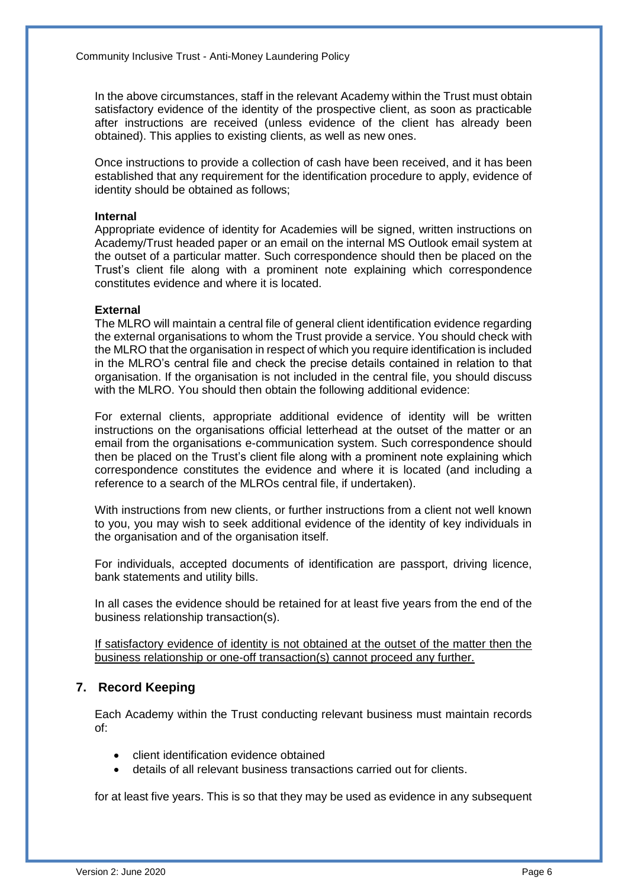In the above circumstances, staff in the relevant Academy within the Trust must obtain satisfactory evidence of the identity of the prospective client, as soon as practicable after instructions are received (unless evidence of the client has already been obtained). This applies to existing clients, as well as new ones.

Once instructions to provide a collection of cash have been received, and it has been established that any requirement for the identification procedure to apply, evidence of identity should be obtained as follows;

**Internal**
Appropriate evidence of identity for Academies will be signed, written instructions on Academy/Trust headed paper or an email on the internal MS Outlook email system at the outset of a particular matter. Such correspondence should then be placed on the Trust's client file along with a prominent note explaining which correspondence constitutes evidence and where it is located.

**External**
The MLRO will maintain a central file of general client identification evidence regarding the external organisations to whom the Trust provide a service. You should check with the MLRO that the organisation in respect of which you require identification is included in the MLRO's central file and check the precise details contained in relation to that organisation. If the organisation is not included in the central file, you should discuss with the MLRO. You should then obtain the following additional evidence:

For external clients, appropriate additional evidence of identity will be written instructions on the organisations official letterhead at the outset of the matter or an email from the organisations e-communication system. Such correspondence should then be placed on the Trust's client file along with a prominent note explaining which correspondence constitutes the evidence and where it is located (and including a reference to a search of the MLROs central file, if undertaken).

With instructions from new clients, or further instructions from a client not well known to you, you may wish to seek additional evidence of the identity of key individuals in the organisation and of the organisation itself.

For individuals, accepted documents of identification are passport, driving licence, bank statements and utility bills.

In all cases the evidence should be retained for at least five years from the end of the business relationship transaction(s).

<u>If satisfactory evidence of identity is not obtained at the outset of the matter then the business relationship or one-off transaction(s) cannot proceed any further.</u>

## 7. Record Keeping

Each Academy within the Trust conducting relevant business must maintain records of:

- client identification evidence obtained
- details of all relevant business transactions carried out for clients.

for at least five years. This is so that they may be used as evidence in any subsequent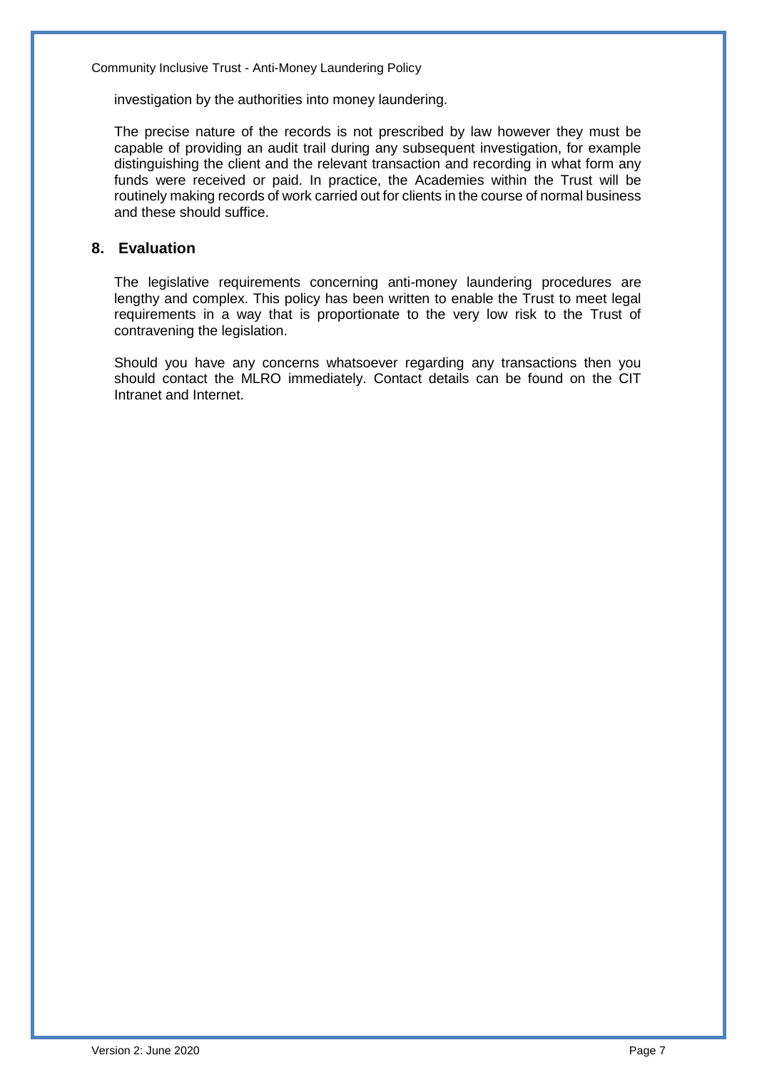investigation by the authorities into money laundering.

The precise nature of the records is not prescribed by law however they must be capable of providing an audit trail during any subsequent investigation, for example distinguishing the client and the relevant transaction and recording in what form any funds were received or paid. In practice, the Academies within the Trust will be routinely making records of work carried out for clients in the course of normal business and these should suffice.

## 8. Evaluation

The legislative requirements concerning anti-money laundering procedures are lengthy and complex. This policy has been written to enable the Trust to meet legal requirements in a way that is proportionate to the very low risk to the Trust of contravening the legislation.

Should you have any concerns whatsoever regarding any transactions then you should contact the MLRO immediately. Contact details can be found on the CIT Intranet and Internet.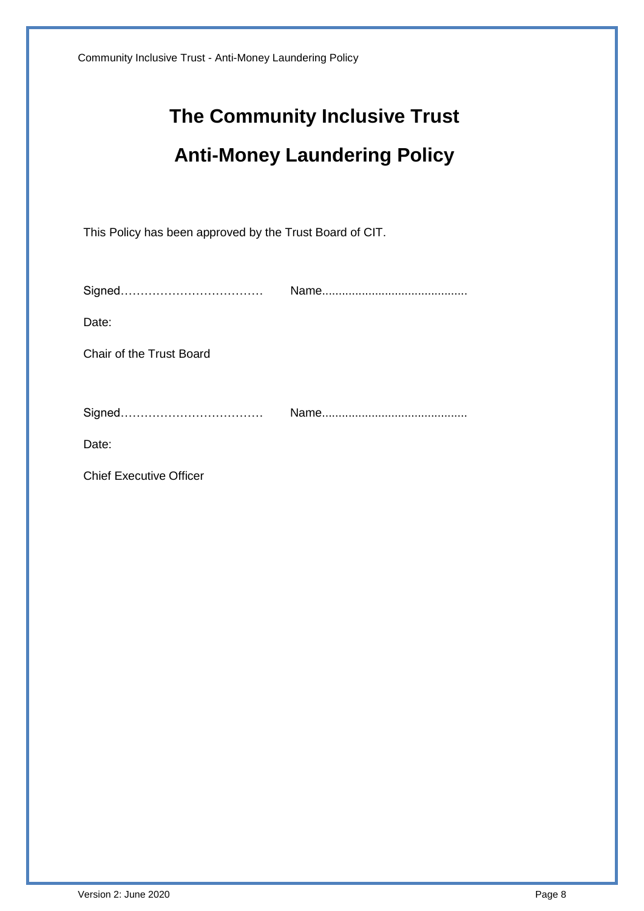# The Community Inclusive Trust

# Anti-Money Laundering Policy

This Policy has been approved by the Trust Board of CIT.

Signed……………………………… Name............................................

Date:

Chair of the Trust Board

Signed……………………………… Name...........................................

Date:

Chief Executive Officer